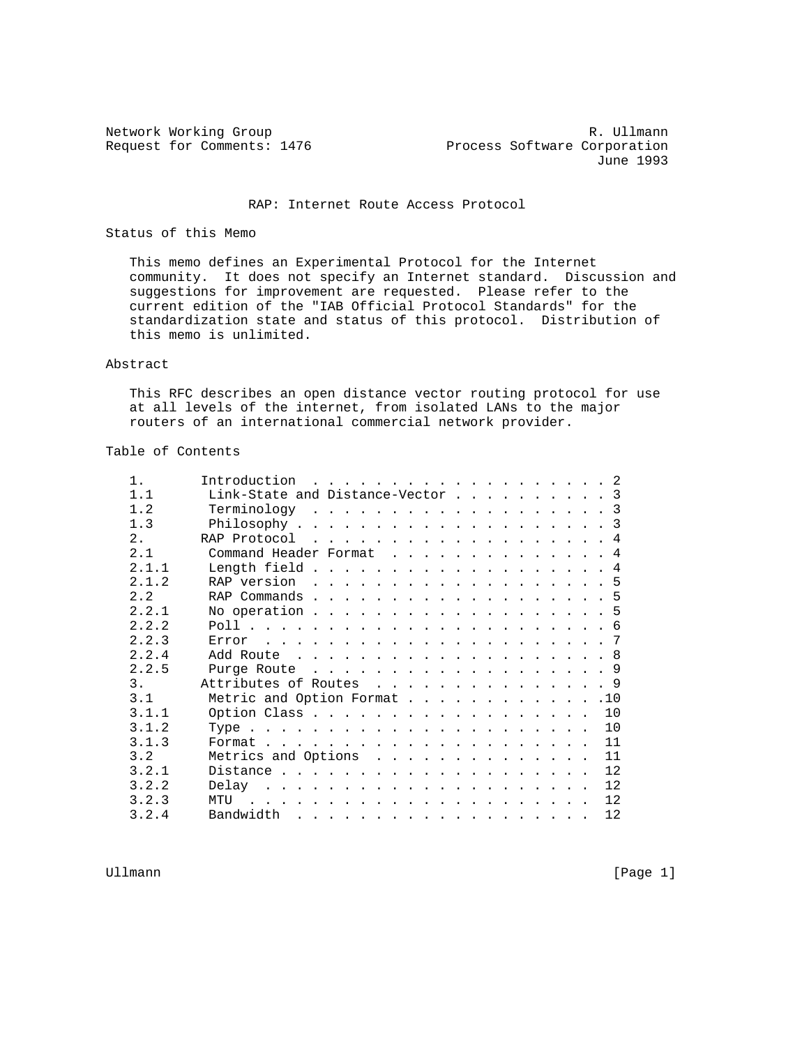Network Working Group R. Ullmann
Request for Comments: 1476 Process Software Corporation
June 1993

# RAP: Internet Route Access Protocol

## Status of this Memo

This memo defines an Experimental Protocol for the Internet community. It does not specify an Internet standard. Discussion and suggestions for improvement are requested. Please refer to the current edition of the "IAB Official Protocol Standards" for the standardization state and status of this protocol. Distribution of this memo is unlimited.

## Abstract

This RFC describes an open distance vector routing protocol for use at all levels of the internet, from isolated LANs to the major routers of an international commercial network provider.

## Table of Contents

```
1.       Introduction  . . . . . . . . . . . . . . . . . . . 2
1.1       Link-State and Distance-Vector . . . . . . . . . . 3
1.2       Terminology  . . . . . . . . . . . . . . . . . . . 3
1.3       Philosophy . . . . . . . . . . . . . . . . . . . . 3
2.       RAP Protocol  . . . . . . . . . . . . . . . . . . . 4
2.1       Command Header Format  . . . . . . . . . . . . . . 4
2.1.1     Length field . . . . . . . . . . . . . . . . . . . 4
2.1.2     RAP version  . . . . . . . . . . . . . . . . . . . 5
2.2       RAP Commands . . . . . . . . . . . . . . . . . . . 5
2.2.1     No operation . . . . . . . . . . . . . . . . . . . 5
2.2.2     Poll . . . . . . . . . . . . . . . . . . . . . . . 6
2.2.3     Error  . . . . . . . . . . . . . . . . . . . . . . 7
2.2.4     Add Route  . . . . . . . . . . . . . . . . . . . . 8
2.2.5     Purge Route  . . . . . . . . . . . . . . . . . . . 9
3.       Attributes of Routes  . . . . . . . . . . . . . . . 9
3.1       Metric and Option Format . . . . . . . . . . . . .10
3.1.1     Option Class . . . . . . . . . . . . . . . . . .  10
3.1.2     Type . . . . . . . . . . . . . . . . . . . . . .  10
3.1.3     Format . . . . . . . . . . . . . . . . . . . . .  11
3.2       Metrics and Options  . . . . . . . . . . . . . .  11
3.2.1     Distance . . . . . . . . . . . . . . . . . . . .  12
3.2.2     Delay  . . . . . . . . . . . . . . . . . . . . .  12
3.2.3     MTU  . . . . . . . . . . . . . . . . . . . . . .  12
3.2.4     Bandwidth  . . . . . . . . . . . . . . . . . . .  12
```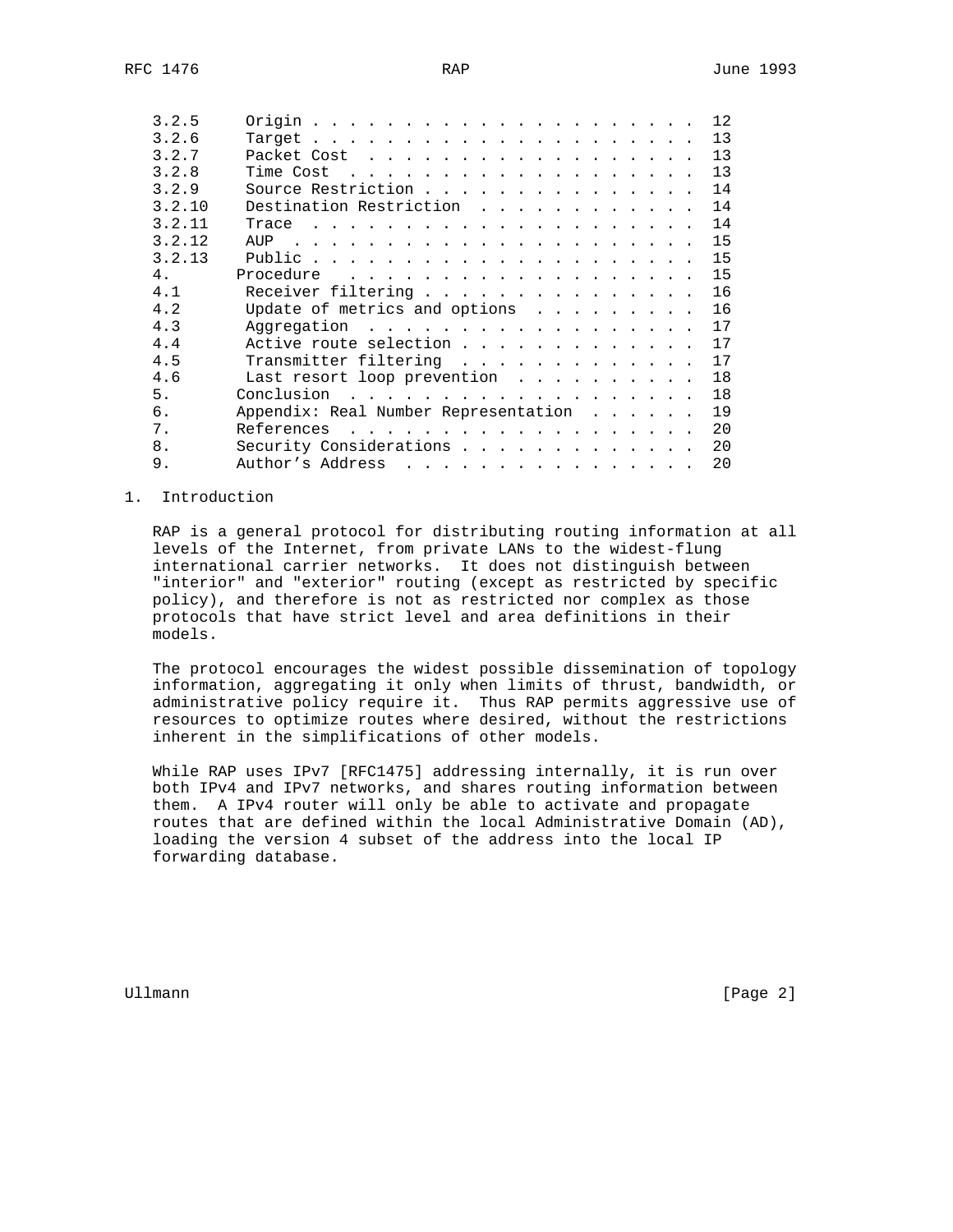| | | |
|---|---|---|
| 3.2.5 | Origin | 12 |
| 3.2.6 | Target | 13 |
| 3.2.7 | Packet Cost | 13 |
| 3.2.8 | Time Cost | 13 |
| 3.2.9 | Source Restriction | 14 |
| 3.2.10 | Destination Restriction | 14 |
| 3.2.11 | Trace | 14 |
| 3.2.12 | AUP | 15 |
| 3.2.13 | Public | 15 |
| 4. | Procedure | 15 |
| 4.1 | Receiver filtering | 16 |
| 4.2 | Update of metrics and options | 16 |
| 4.3 | Aggregation | 17 |
| 4.4 | Active route selection | 17 |
| 4.5 | Transmitter filtering | 17 |
| 4.6 | Last resort loop prevention | 18 |
| 5. | Conclusion | 18 |
| 6. | Appendix: Real Number Representation | 19 |
| 7. | References | 20 |
| 8. | Security Considerations | 20 |
| 9. | Author's Address | 20 |

## 1. Introduction

RAP is a general protocol for distributing routing information at all levels of the Internet, from private LANs to the widest-flung international carrier networks. It does not distinguish between "interior" and "exterior" routing (except as restricted by specific policy), and therefore is not as restricted nor complex as those protocols that have strict level and area definitions in their models.

The protocol encourages the widest possible dissemination of topology information, aggregating it only when limits of thrust, bandwidth, or administrative policy require it. Thus RAP permits aggressive use of resources to optimize routes where desired, without the restrictions inherent in the simplifications of other models.

While RAP uses IPv7 [RFC1475] addressing internally, it is run over both IPv4 and IPv7 networks, and shares routing information between them. A IPv4 router will only be able to activate and propagate routes that are defined within the local Administrative Domain (AD), loading the version 4 subset of the address into the local IP forwarding database.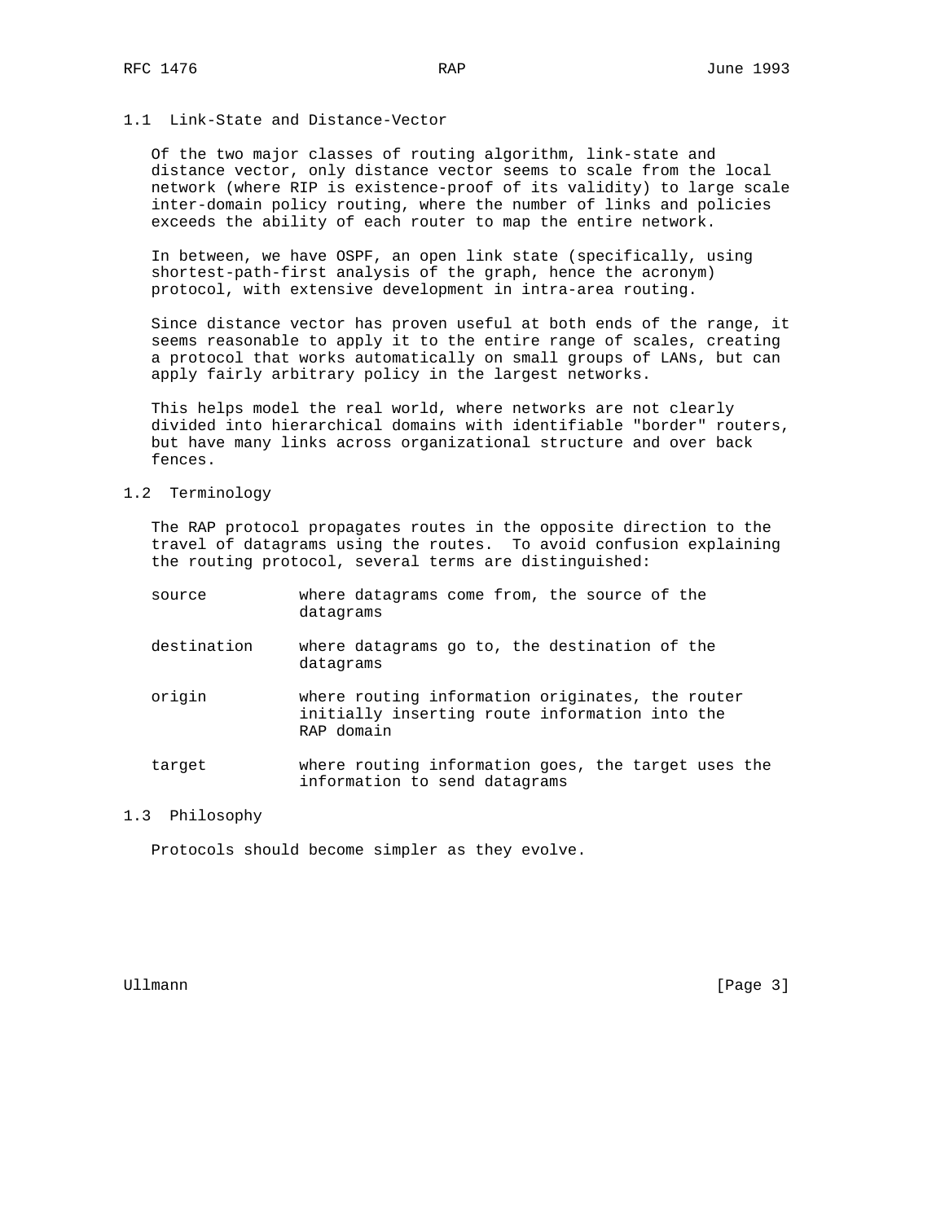### 1.1 Link-State and Distance-Vector

Of the two major classes of routing algorithm, link-state and distance vector, only distance vector seems to scale from the local network (where RIP is existence-proof of its validity) to large scale inter-domain policy routing, where the number of links and policies exceeds the ability of each router to map the entire network.

In between, we have OSPF, an open link state (specifically, using shortest-path-first analysis of the graph, hence the acronym) protocol, with extensive development in intra-area routing.

Since distance vector has proven useful at both ends of the range, it seems reasonable to apply it to the entire range of scales, creating a protocol that works automatically on small groups of LANs, but can apply fairly arbitrary policy in the largest networks.

This helps model the real world, where networks are not clearly divided into hierarchical domains with identifiable "border" routers, but have many links across organizational structure and over back fences.

### 1.2 Terminology

The RAP protocol propagates routes in the opposite direction to the travel of datagrams using the routes. To avoid confusion explaining the routing protocol, several terms are distinguished:

| | |
|---|---|
| source | where datagrams come from, the source of the datagrams |
| destination | where datagrams go to, the destination of the datagrams |
| origin | where routing information originates, the router initially inserting route information into the RAP domain |
| target | where routing information goes, the target uses the information to send datagrams |

### 1.3 Philosophy

Protocols should become simpler as they evolve.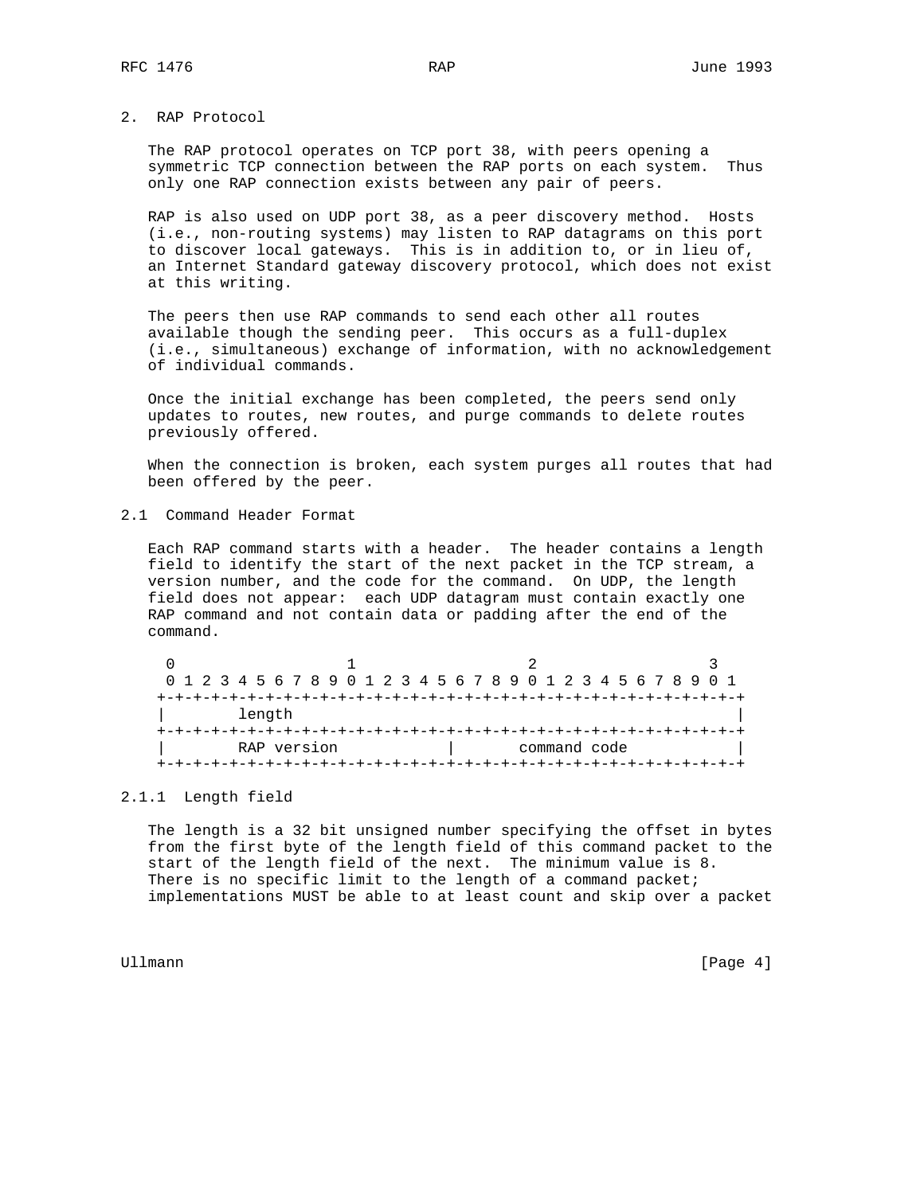## 2. RAP Protocol

The RAP protocol operates on TCP port 38, with peers opening a symmetric TCP connection between the RAP ports on each system. Thus only one RAP connection exists between any pair of peers.

RAP is also used on UDP port 38, as a peer discovery method. Hosts (i.e., non-routing systems) may listen to RAP datagrams on this port to discover local gateways. This is in addition to, or in lieu of, an Internet Standard gateway discovery protocol, which does not exist at this writing.

The peers then use RAP commands to send each other all routes available though the sending peer. This occurs as a full-duplex (i.e., simultaneous) exchange of information, with no acknowledgement of individual commands.

Once the initial exchange has been completed, the peers send only updates to routes, new routes, and purge commands to delete routes previously offered.

When the connection is broken, each system purges all routes that had been offered by the peer.

### 2.1 Command Header Format

Each RAP command starts with a header. The header contains a length field to identify the start of the next packet in the TCP stream, a version number, and the code for the command. On UDP, the length field does not appear: each UDP datagram must contain exactly one RAP command and not contain data or padding after the end of the command.

```
 0                   1                   2                   3
 0 1 2 3 4 5 6 7 8 9 0 1 2 3 4 5 6 7 8 9 0 1 2 3 4 5 6 7 8 9 0 1
+-+-+-+-+-+-+-+-+-+-+-+-+-+-+-+-+-+-+-+-+-+-+-+-+-+-+-+-+-+-+-+-+
|        length                                                 |
+-+-+-+-+-+-+-+-+-+-+-+-+-+-+-+-+-+-+-+-+-+-+-+-+-+-+-+-+-+-+-+-+
|        RAP version            |       command code            |
+-+-+-+-+-+-+-+-+-+-+-+-+-+-+-+-+-+-+-+-+-+-+-+-+-+-+-+-+-+-+-+-+
```

#### 2.1.1 Length field

The length is a 32 bit unsigned number specifying the offset in bytes from the first byte of the length field of this command packet to the start of the length field of the next. The minimum value is 8. There is no specific limit to the length of a command packet; implementations MUST be able to at least count and skip over a packet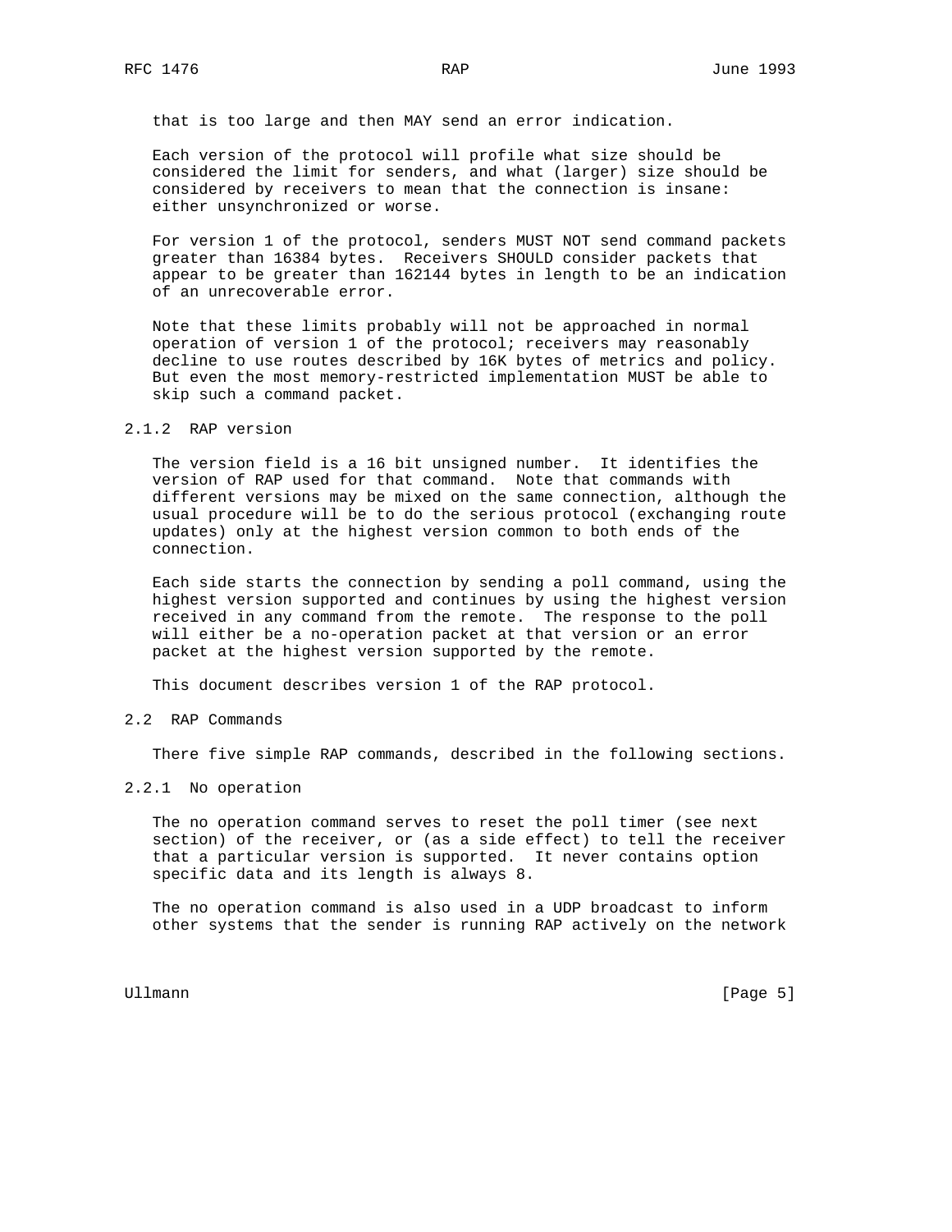that is too large and then MAY send an error indication.

Each version of the protocol will profile what size should be considered the limit for senders, and what (larger) size should be considered by receivers to mean that the connection is insane: either unsynchronized or worse.

For version 1 of the protocol, senders MUST NOT send command packets greater than 16384 bytes. Receivers SHOULD consider packets that appear to be greater than 162144 bytes in length to be an indication of an unrecoverable error.

Note that these limits probably will not be approached in normal operation of version 1 of the protocol; receivers may reasonably decline to use routes described by 16K bytes of metrics and policy. But even the most memory-restricted implementation MUST be able to skip such a command packet.

### 2.1.2 RAP version

The version field is a 16 bit unsigned number. It identifies the version of RAP used for that command. Note that commands with different versions may be mixed on the same connection, although the usual procedure will be to do the serious protocol (exchanging route updates) only at the highest version common to both ends of the connection.

Each side starts the connection by sending a poll command, using the highest version supported and continues by using the highest version received in any command from the remote. The response to the poll will either be a no-operation packet at that version or an error packet at the highest version supported by the remote.

This document describes version 1 of the RAP protocol.

## 2.2 RAP Commands

There five simple RAP commands, described in the following sections.

### 2.2.1 No operation

The no operation command serves to reset the poll timer (see next section) of the receiver, or (as a side effect) to tell the receiver that a particular version is supported. It never contains option specific data and its length is always 8.

The no operation command is also used in a UDP broadcast to inform other systems that the sender is running RAP actively on the network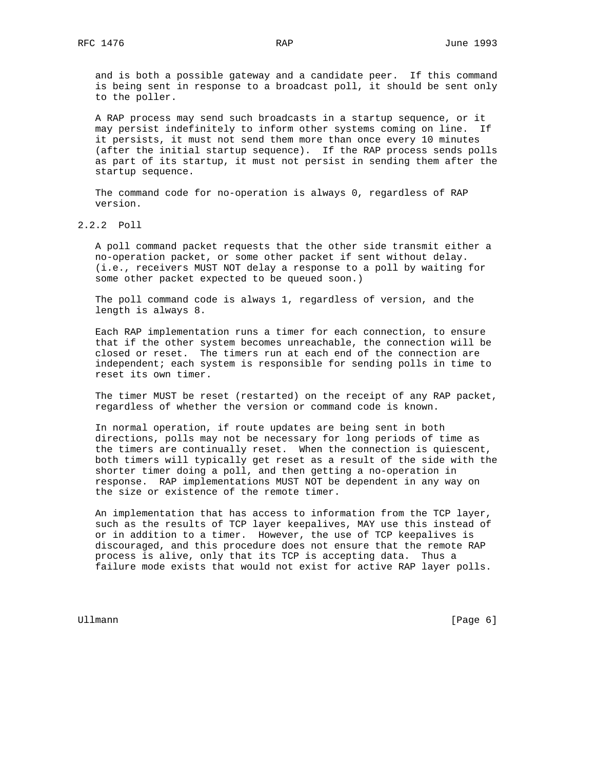and is both a possible gateway and a candidate peer. If this command is being sent in response to a broadcast poll, it should be sent only to the poller.

A RAP process may send such broadcasts in a startup sequence, or it may persist indefinitely to inform other systems coming on line. If it persists, it must not send them more than once every 10 minutes (after the initial startup sequence). If the RAP process sends polls as part of its startup, it must not persist in sending them after the startup sequence.

The command code for no-operation is always 0, regardless of RAP version.

### 2.2.2 Poll

A poll command packet requests that the other side transmit either a no-operation packet, or some other packet if sent without delay. (i.e., receivers MUST NOT delay a response to a poll by waiting for some other packet expected to be queued soon.)

The poll command code is always 1, regardless of version, and the length is always 8.

Each RAP implementation runs a timer for each connection, to ensure that if the other system becomes unreachable, the connection will be closed or reset. The timers run at each end of the connection are independent; each system is responsible for sending polls in time to reset its own timer.

The timer MUST be reset (restarted) on the receipt of any RAP packet, regardless of whether the version or command code is known.

In normal operation, if route updates are being sent in both directions, polls may not be necessary for long periods of time as the timers are continually reset. When the connection is quiescent, both timers will typically get reset as a result of the side with the shorter timer doing a poll, and then getting a no-operation in response. RAP implementations MUST NOT be dependent in any way on the size or existence of the remote timer.

An implementation that has access to information from the TCP layer, such as the results of TCP layer keepalives, MAY use this instead of or in addition to a timer. However, the use of TCP keepalives is discouraged, and this procedure does not ensure that the remote RAP process is alive, only that its TCP is accepting data. Thus a failure mode exists that would not exist for active RAP layer polls.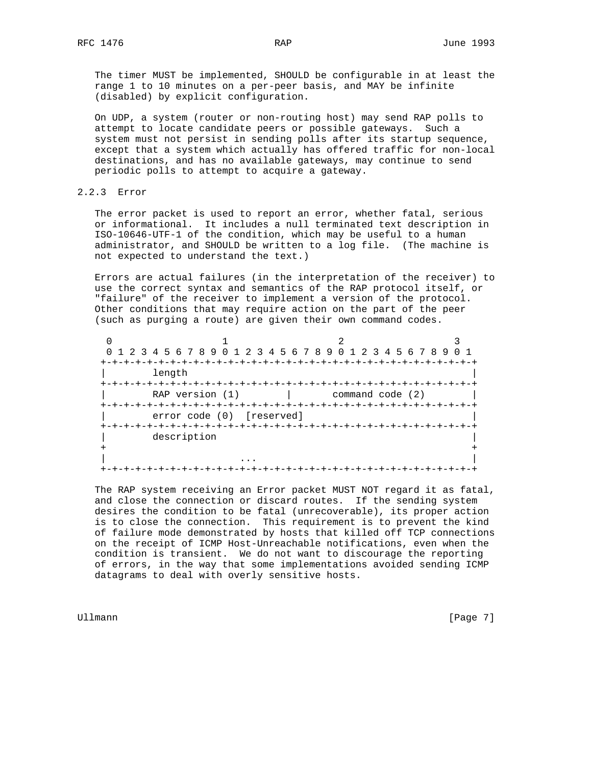The timer MUST be implemented, SHOULD be configurable in at least the range 1 to 10 minutes on a per-peer basis, and MAY be infinite (disabled) by explicit configuration.

On UDP, a system (router or non-routing host) may send RAP polls to attempt to locate candidate peers or possible gateways. Such a system must not persist in sending polls after its startup sequence, except that a system which actually has offered traffic for non-local destinations, and has no available gateways, may continue to send periodic polls to attempt to acquire a gateway.

### 2.2.3 Error

The error packet is used to report an error, whether fatal, serious or informational. It includes a null terminated text description in ISO-10646-UTF-1 of the condition, which may be useful to a human administrator, and SHOULD be written to a log file. (The machine is not expected to understand the text.)

Errors are actual failures (in the interpretation of the receiver) to use the correct syntax and semantics of the RAP protocol itself, or "failure" of the receiver to implement a version of the protocol. Other conditions that may require action on the part of the peer (such as purging a route) are given their own command codes.

```
 0                   1                   2                   3
 0 1 2 3 4 5 6 7 8 9 0 1 2 3 4 5 6 7 8 9 0 1 2 3 4 5 6 7 8 9 0 1
+-+-+-+-+-+-+-+-+-+-+-+-+-+-+-+-+-+-+-+-+-+-+-+-+-+-+-+-+-+-+-+-+
|        length                                                 |
+-+-+-+-+-+-+-+-+-+-+-+-+-+-+-+-+-+-+-+-+-+-+-+-+-+-+-+-+-+-+-+-+
|        RAP version (1)        |       command code (2)        |
+-+-+-+-+-+-+-+-+-+-+-+-+-+-+-+-+-+-+-+-+-+-+-+-+-+-+-+-+-+-+-+-+
|        error code (0)  [reserved]                             |
+-+-+-+-+-+-+-+-+-+-+-+-+-+-+-+-+-+-+-+-+-+-+-+-+-+-+-+-+-+-+-+-+
|        description                                            |
+                                                               +
|                       ...                                     |
+-+-+-+-+-+-+-+-+-+-+-+-+-+-+-+-+-+-+-+-+-+-+-+-+-+-+-+-+-+-+-+-+
```

The RAP system receiving an Error packet MUST NOT regard it as fatal, and close the connection or discard routes. If the sending system desires the condition to be fatal (unrecoverable), its proper action is to close the connection. This requirement is to prevent the kind of failure mode demonstrated by hosts that killed off TCP connections on the receipt of ICMP Host-Unreachable notifications, even when the condition is transient. We do not want to discourage the reporting of errors, in the way that some implementations avoided sending ICMP datagrams to deal with overly sensitive hosts.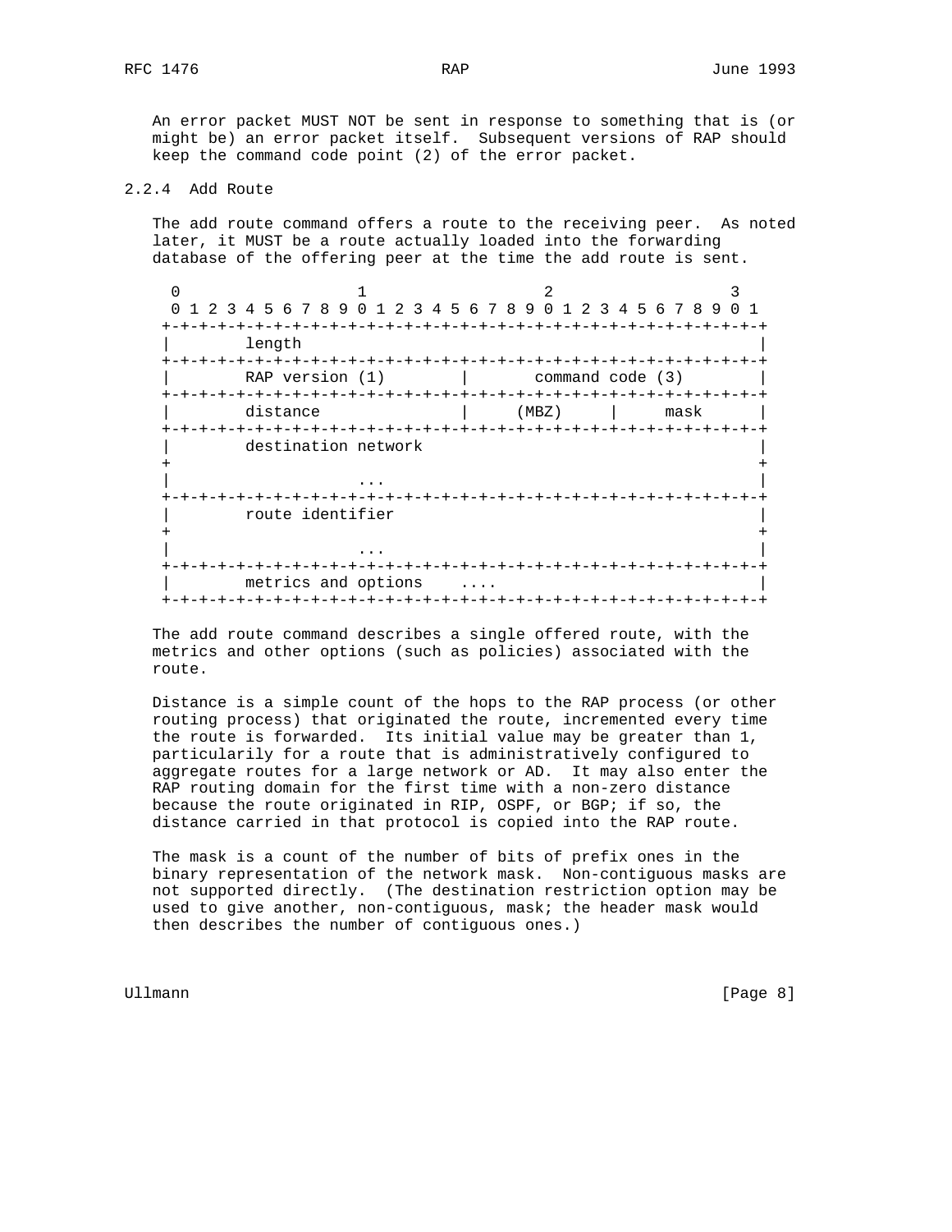An error packet MUST NOT be sent in response to something that is (or might be) an error packet itself. Subsequent versions of RAP should keep the command code point (2) of the error packet.

### 2.2.4 Add Route

The add route command offers a route to the receiving peer. As noted later, it MUST be a route actually loaded into the forwarding database of the offering peer at the time the add route is sent.

```
 0                   1                   2                   3
 0 1 2 3 4 5 6 7 8 9 0 1 2 3 4 5 6 7 8 9 0 1 2 3 4 5 6 7 8 9 0 1
+-+-+-+-+-+-+-+-+-+-+-+-+-+-+-+-+-+-+-+-+-+-+-+-+-+-+-+-+-+-+-+-+
|        length                                                 |
+-+-+-+-+-+-+-+-+-+-+-+-+-+-+-+-+-+-+-+-+-+-+-+-+-+-+-+-+-+-+-+-+
|        RAP version (1)        |       command code (3)        |
+-+-+-+-+-+-+-+-+-+-+-+-+-+-+-+-+-+-+-+-+-+-+-+-+-+-+-+-+-+-+-+-+
|        distance               |     (MBZ)     |     mask      |
+-+-+-+-+-+-+-+-+-+-+-+-+-+-+-+-+-+-+-+-+-+-+-+-+-+-+-+-+-+-+-+-+
|        destination network                                    |
+                                                               +
|                  ...                                          |
+-+-+-+-+-+-+-+-+-+-+-+-+-+-+-+-+-+-+-+-+-+-+-+-+-+-+-+-+-+-+-+-+
|        route identifier                                       |
+                                                               +
|                  ...                                          |
+-+-+-+-+-+-+-+-+-+-+-+-+-+-+-+-+-+-+-+-+-+-+-+-+-+-+-+-+-+-+-+-+
|        metrics and options    ....                            |
+-+-+-+-+-+-+-+-+-+-+-+-+-+-+-+-+-+-+-+-+-+-+-+-+-+-+-+-+-+-+-+-+
```

The add route command describes a single offered route, with the metrics and other options (such as policies) associated with the route.

Distance is a simple count of the hops to the RAP process (or other routing process) that originated the route, incremented every time the route is forwarded. Its initial value may be greater than 1, particularily for a route that is administratively configured to aggregate routes for a large network or AD. It may also enter the RAP routing domain for the first time with a non-zero distance because the route originated in RIP, OSPF, or BGP; if so, the distance carried in that protocol is copied into the RAP route.

The mask is a count of the number of bits of prefix ones in the binary representation of the network mask. Non-contiguous masks are not supported directly. (The destination restriction option may be used to give another, non-contiguous, mask; the header mask would then describes the number of contiguous ones.)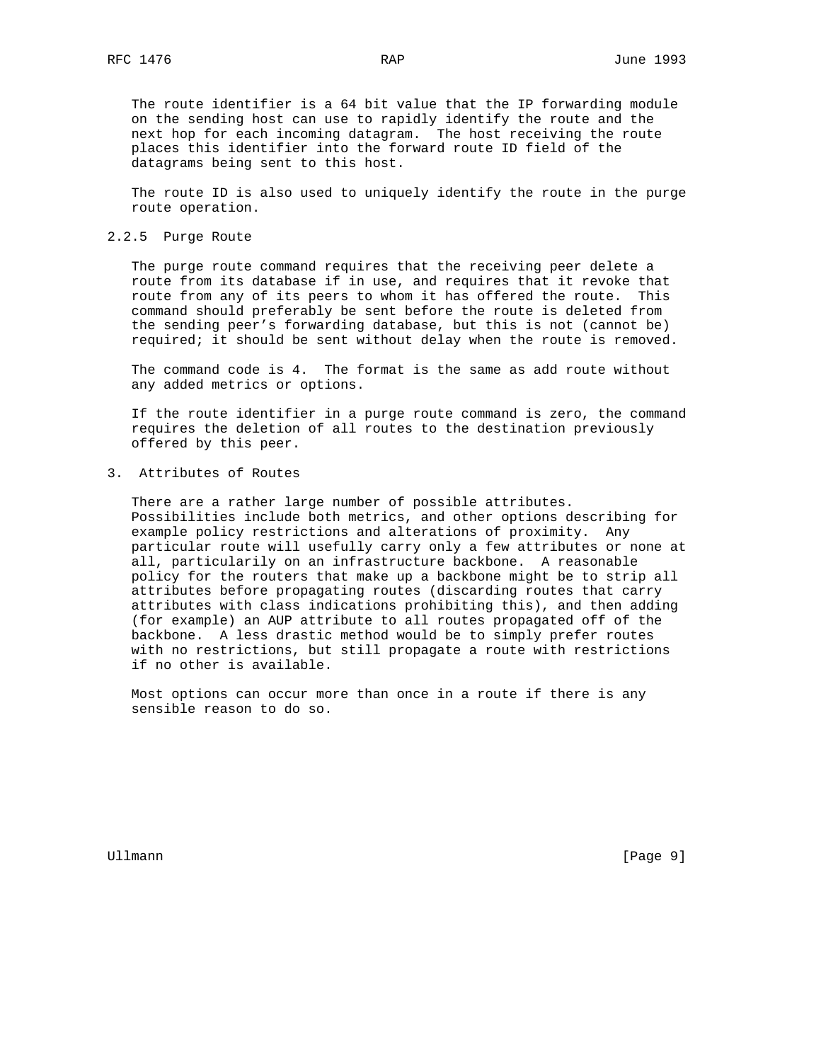The route identifier is a 64 bit value that the IP forwarding module on the sending host can use to rapidly identify the route and the next hop for each incoming datagram. The host receiving the route places this identifier into the forward route ID field of the datagrams being sent to this host.

The route ID is also used to uniquely identify the route in the purge route operation.

### 2.2.5 Purge Route

The purge route command requires that the receiving peer delete a route from its database if in use, and requires that it revoke that route from any of its peers to whom it has offered the route. This command should preferably be sent before the route is deleted from the sending peer's forwarding database, but this is not (cannot be) required; it should be sent without delay when the route is removed.

The command code is 4. The format is the same as add route without any added metrics or options.

If the route identifier in a purge route command is zero, the command requires the deletion of all routes to the destination previously offered by this peer.

## 3. Attributes of Routes

There are a rather large number of possible attributes. Possibilities include both metrics, and other options describing for example policy restrictions and alterations of proximity. Any particular route will usefully carry only a few attributes or none at all, particularily on an infrastructure backbone. A reasonable policy for the routers that make up a backbone might be to strip all attributes before propagating routes (discarding routes that carry attributes with class indications prohibiting this), and then adding (for example) an AUP attribute to all routes propagated off of the backbone. A less drastic method would be to simply prefer routes with no restrictions, but still propagate a route with restrictions if no other is available.

Most options can occur more than once in a route if there is any sensible reason to do so.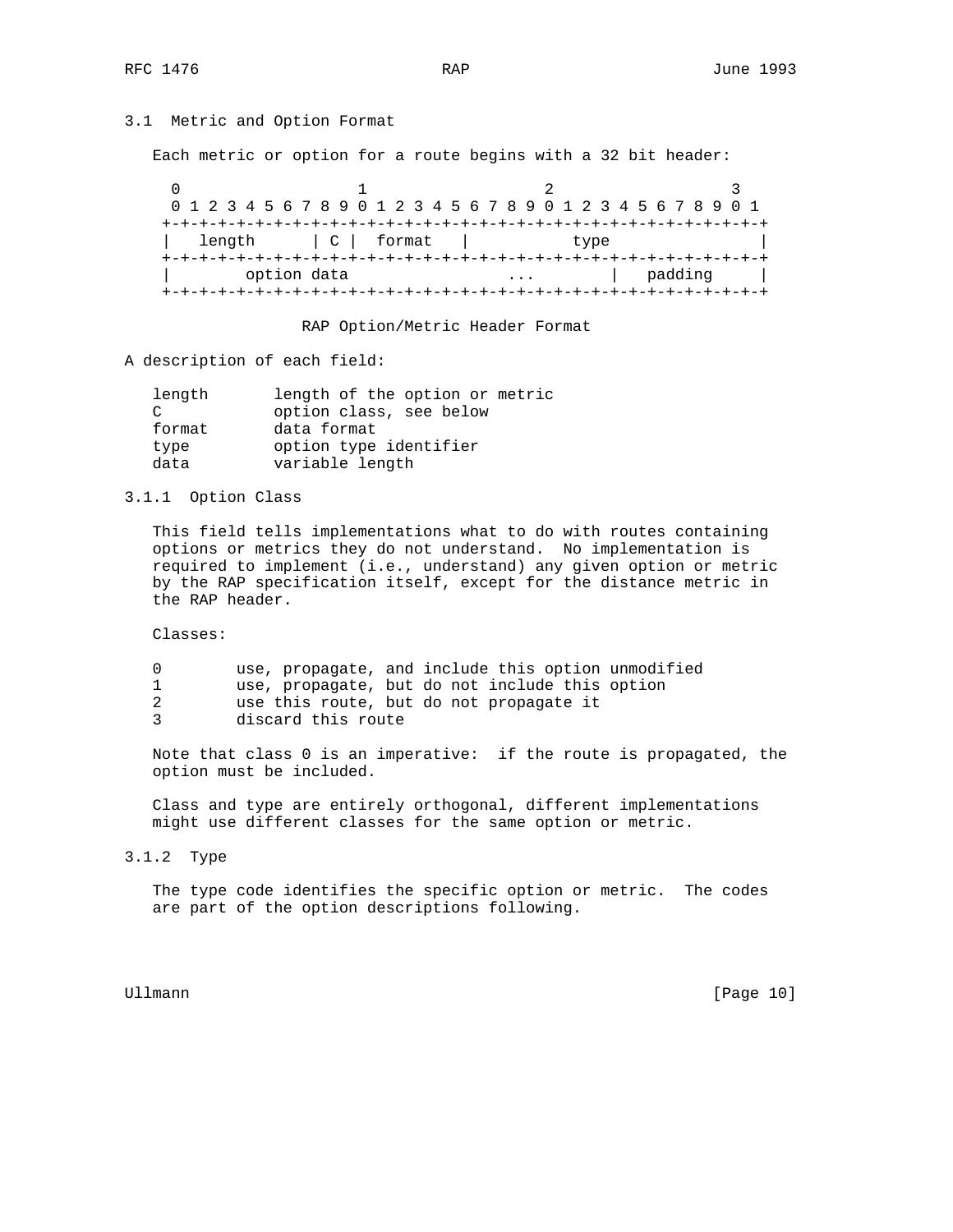### 3.1 Metric and Option Format

Each metric or option for a route begins with a 32 bit header:

```
 0                   1                   2                   3
 0 1 2 3 4 5 6 7 8 9 0 1 2 3 4 5 6 7 8 9 0 1 2 3 4 5 6 7 8 9 0 1
+-+-+-+-+-+-+-+-+-+-+-+-+-+-+-+-+-+-+-+-+-+-+-+-+-+-+-+-+-+-+-+-+
|   length      | C |  format   |           type                |
+-+-+-+-+-+-+-+-+-+-+-+-+-+-+-+-+-+-+-+-+-+-+-+-+-+-+-+-+-+-+-+-+
|        option data                ...         |   padding     |
+-+-+-+-+-+-+-+-+-+-+-+-+-+-+-+-+-+-+-+-+-+-+-+-+-+-+-+-+-+-+-+-+
```

RAP Option/Metric Header Format

A description of each field:

```
length       length of the option or metric
C            option class, see below
format       data format
type         option type identifier
data         variable length
```

#### 3.1.1 Option Class

This field tells implementations what to do with routes containing options or metrics they do not understand. No implementation is required to implement (i.e., understand) any given option or metric by the RAP specification itself, except for the distance metric in the RAP header.

Classes:

```
0        use, propagate, and include this option unmodified
1        use, propagate, but do not include this option
2        use this route, but do not propagate it
3        discard this route
```

Note that class 0 is an imperative: if the route is propagated, the option must be included.

Class and type are entirely orthogonal, different implementations might use different classes for the same option or metric.

#### 3.1.2 Type

The type code identifies the specific option or metric. The codes are part of the option descriptions following.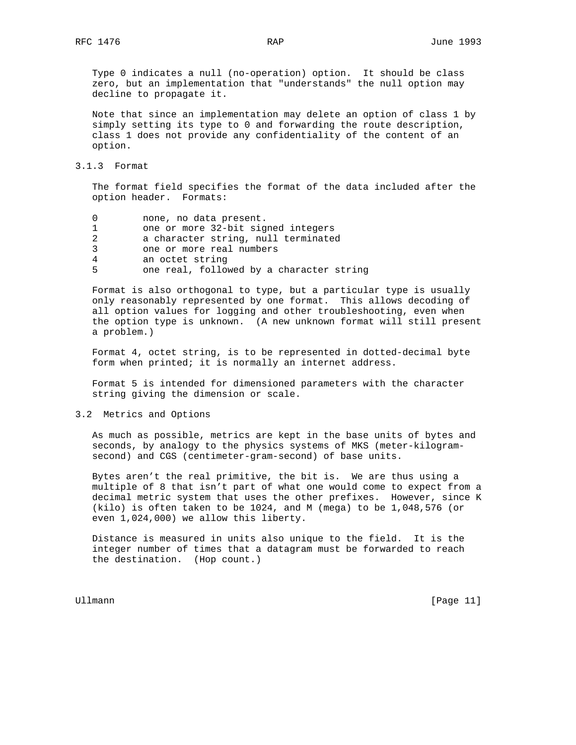Type 0 indicates a null (no-operation) option. It should be class zero, but an implementation that "understands" the null option may decline to propagate it.

Note that since an implementation may delete an option of class 1 by simply setting its type to 0 and forwarding the route description, class 1 does not provide any confidentiality of the content of an option.

### 3.1.3 Format

The format field specifies the format of the data included after the option header. Formats:

| | |
|---|---|
| 0 | none, no data present. |
| 1 | one or more 32-bit signed integers |
| 2 | a character string, null terminated |
| 3 | one or more real numbers |
| 4 | an octet string |
| 5 | one real, followed by a character string |

Format is also orthogonal to type, but a particular type is usually only reasonably represented by one format. This allows decoding of all option values for logging and other troubleshooting, even when the option type is unknown. (A new unknown format will still present a problem.)

Format 4, octet string, is to be represented in dotted-decimal byte form when printed; it is normally an internet address.

Format 5 is intended for dimensioned parameters with the character string giving the dimension or scale.

## 3.2 Metrics and Options

As much as possible, metrics are kept in the base units of bytes and seconds, by analogy to the physics systems of MKS (meter-kilogram-second) and CGS (centimeter-gram-second) of base units.

Bytes aren't the real primitive, the bit is. We are thus using a multiple of 8 that isn't part of what one would come to expect from a decimal metric system that uses the other prefixes. However, since K (kilo) is often taken to be 1024, and M (mega) to be 1,048,576 (or even 1,024,000) we allow this liberty.

Distance is measured in units also unique to the field. It is the integer number of times that a datagram must be forwarded to reach the destination. (Hop count.)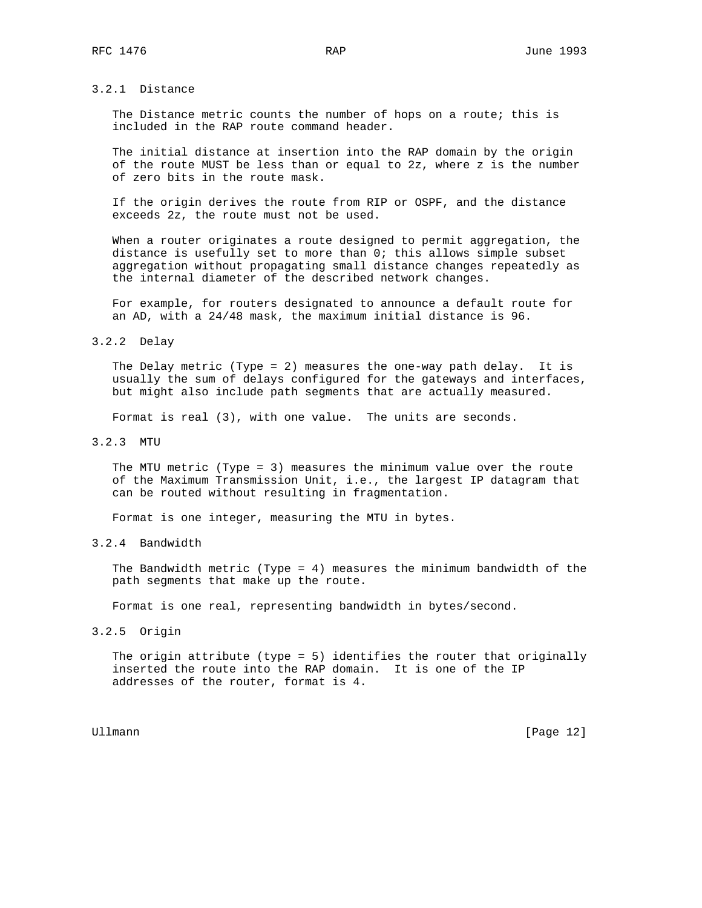### 3.2.1 Distance

The Distance metric counts the number of hops on a route; this is included in the RAP route command header.

The initial distance at insertion into the RAP domain by the origin of the route MUST be less than or equal to 2z, where z is the number of zero bits in the route mask.

If the origin derives the route from RIP or OSPF, and the distance exceeds 2z, the route must not be used.

When a router originates a route designed to permit aggregation, the distance is usefully set to more than 0; this allows simple subset aggregation without propagating small distance changes repeatedly as the internal diameter of the described network changes.

For example, for routers designated to announce a default route for an AD, with a 24/48 mask, the maximum initial distance is 96.

### 3.2.2 Delay

The Delay metric (Type = 2) measures the one-way path delay. It is usually the sum of delays configured for the gateways and interfaces, but might also include path segments that are actually measured.

Format is real (3), with one value. The units are seconds.

### 3.2.3 MTU

The MTU metric (Type = 3) measures the minimum value over the route of the Maximum Transmission Unit, i.e., the largest IP datagram that can be routed without resulting in fragmentation.

Format is one integer, measuring the MTU in bytes.

### 3.2.4 Bandwidth

The Bandwidth metric (Type = 4) measures the minimum bandwidth of the path segments that make up the route.

Format is one real, representing bandwidth in bytes/second.

### 3.2.5 Origin

The origin attribute (type = 5) identifies the router that originally inserted the route into the RAP domain. It is one of the IP addresses of the router, format is 4.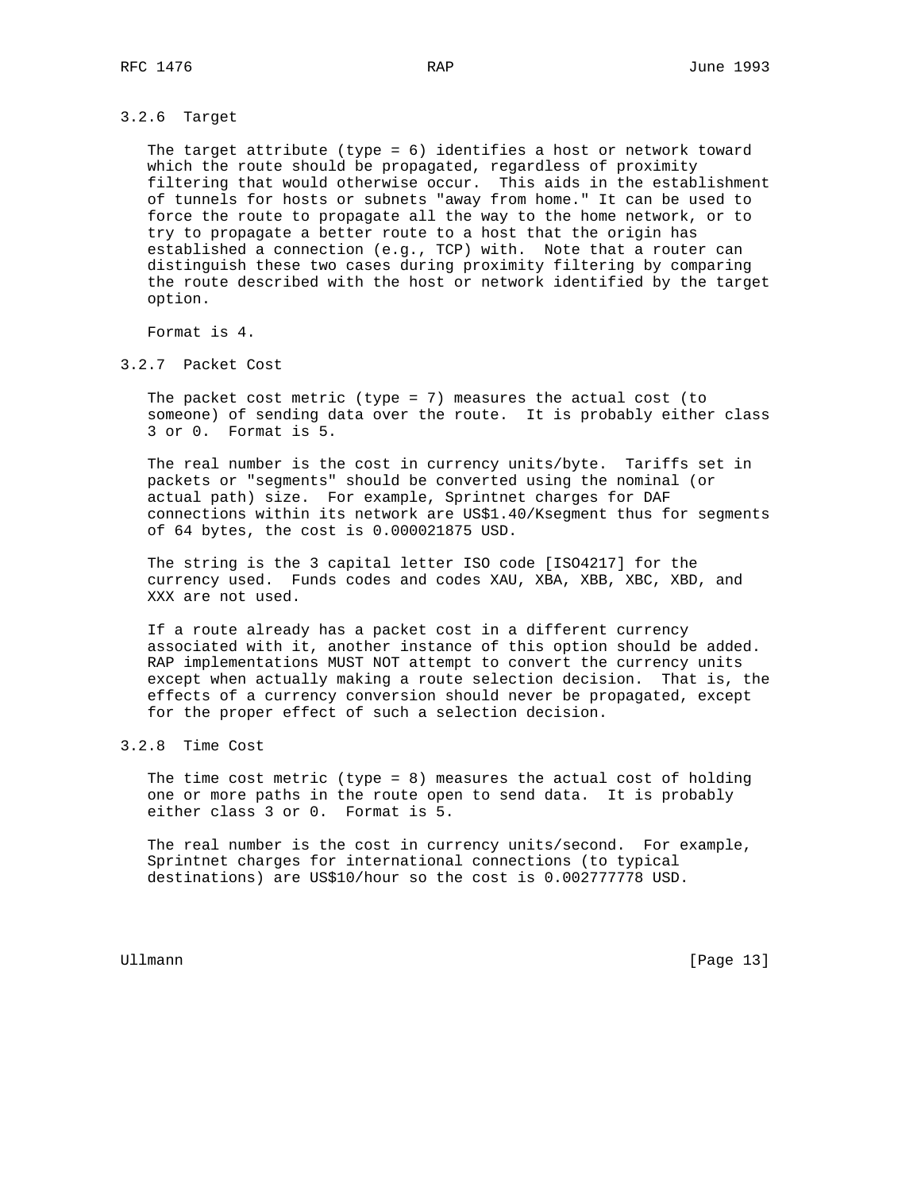### 3.2.6 Target

The target attribute (type = 6) identifies a host or network toward which the route should be propagated, regardless of proximity filtering that would otherwise occur. This aids in the establishment of tunnels for hosts or subnets "away from home." It can be used to force the route to propagate all the way to the home network, or to try to propagate a better route to a host that the origin has established a connection (e.g., TCP) with. Note that a router can distinguish these two cases during proximity filtering by comparing the route described with the host or network identified by the target option.

Format is 4.

### 3.2.7 Packet Cost

The packet cost metric (type = 7) measures the actual cost (to someone) of sending data over the route. It is probably either class 3 or 0. Format is 5.

The real number is the cost in currency units/byte. Tariffs set in packets or "segments" should be converted using the nominal (or actual path) size. For example, Sprintnet charges for DAF connections within its network are US$1.40/Ksegment thus for segments of 64 bytes, the cost is 0.000021875 USD.

The string is the 3 capital letter ISO code [ISO4217] for the currency used. Funds codes and codes XAU, XBA, XBB, XBC, XBD, and XXX are not used.

If a route already has a packet cost in a different currency associated with it, another instance of this option should be added. RAP implementations MUST NOT attempt to convert the currency units except when actually making a route selection decision. That is, the effects of a currency conversion should never be propagated, except for the proper effect of such a selection decision.

### 3.2.8 Time Cost

The time cost metric (type = 8) measures the actual cost of holding one or more paths in the route open to send data. It is probably either class 3 or 0. Format is 5.

The real number is the cost in currency units/second. For example, Sprintnet charges for international connections (to typical destinations) are US$10/hour so the cost is 0.002777778 USD.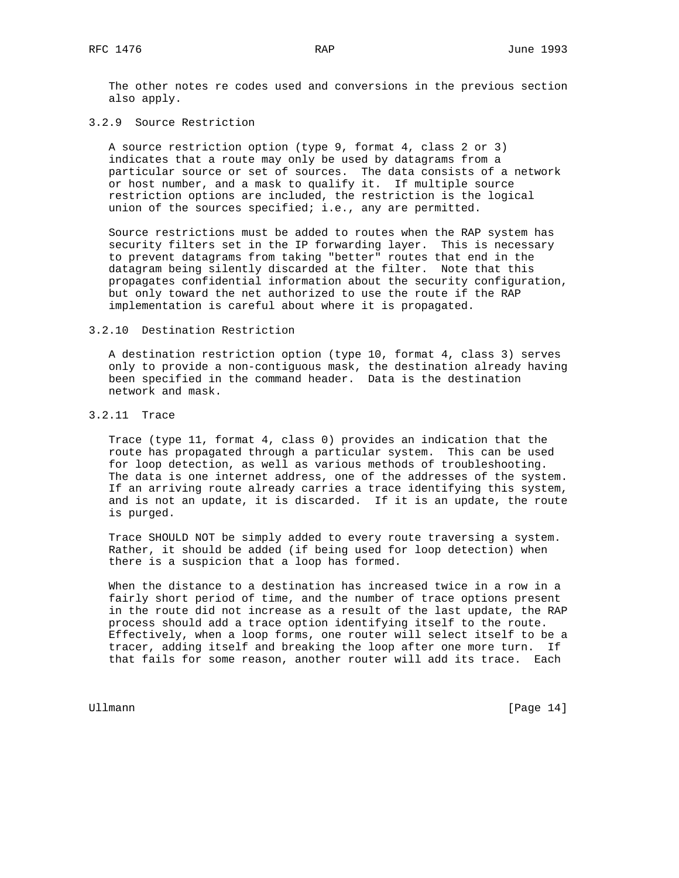The other notes re codes used and conversions in the previous section also apply.

### 3.2.9  Source Restriction

A source restriction option (type 9, format 4, class 2 or 3) indicates that a route may only be used by datagrams from a particular source or set of sources.  The data consists of a network or host number, and a mask to qualify it.  If multiple source restriction options are included, the restriction is the logical union of the sources specified; i.e., any are permitted.

Source restrictions must be added to routes when the RAP system has security filters set in the IP forwarding layer.  This is necessary to prevent datagrams from taking "better" routes that end in the datagram being silently discarded at the filter.  Note that this propagates confidential information about the security configuration, but only toward the net authorized to use the route if the RAP implementation is careful about where it is propagated.

### 3.2.10  Destination Restriction

A destination restriction option (type 10, format 4, class 3) serves only to provide a non-contiguous mask, the destination already having been specified in the command header.  Data is the destination network and mask.

### 3.2.11  Trace

Trace (type 11, format 4, class 0) provides an indication that the route has propagated through a particular system.  This can be used for loop detection, as well as various methods of troubleshooting. The data is one internet address, one of the addresses of the system. If an arriving route already carries a trace identifying this system, and is not an update, it is discarded.  If it is an update, the route is purged.

Trace SHOULD NOT be simply added to every route traversing a system. Rather, it should be added (if being used for loop detection) when there is a suspicion that a loop has formed.

When the distance to a destination has increased twice in a row in a fairly short period of time, and the number of trace options present in the route did not increase as a result of the last update, the RAP process should add a trace option identifying itself to the route. Effectively, when a loop forms, one router will select itself to be a tracer, adding itself and breaking the loop after one more turn.  If that fails for some reason, another router will add its trace.  Each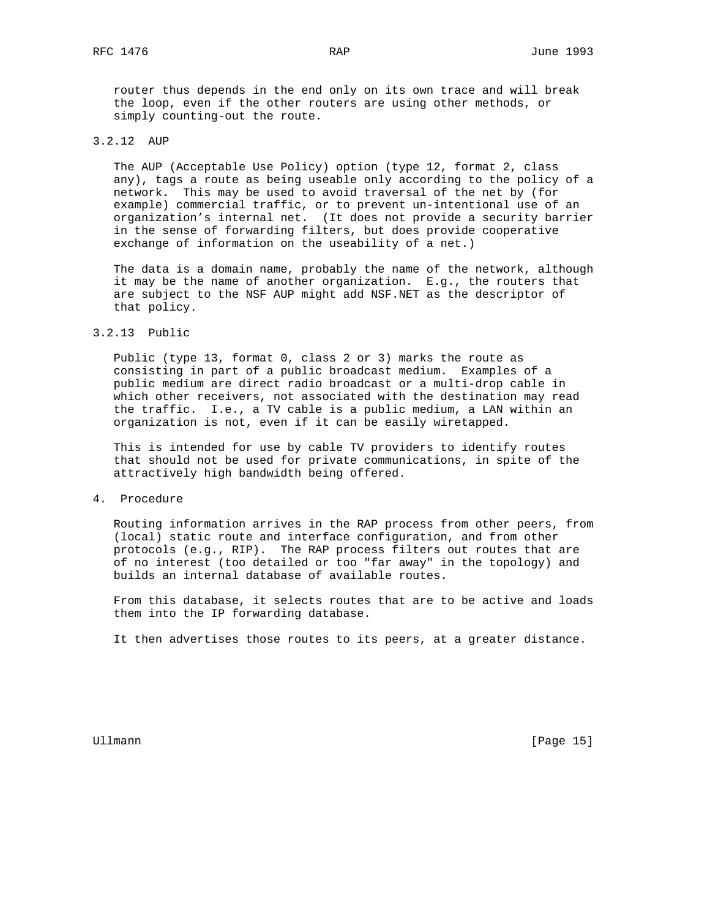router thus depends in the end only on its own trace and will break the loop, even if the other routers are using other methods, or simply counting-out the route.

### 3.2.12 AUP

The AUP (Acceptable Use Policy) option (type 12, format 2, class any), tags a route as being useable only according to the policy of a network. This may be used to avoid traversal of the net by (for example) commercial traffic, or to prevent un-intentional use of an organization's internal net. (It does not provide a security barrier in the sense of forwarding filters, but does provide cooperative exchange of information on the useability of a net.)

The data is a domain name, probably the name of the network, although it may be the name of another organization. E.g., the routers that are subject to the NSF AUP might add NSF.NET as the descriptor of that policy.

### 3.2.13 Public

Public (type 13, format 0, class 2 or 3) marks the route as consisting in part of a public broadcast medium. Examples of a public medium are direct radio broadcast or a multi-drop cable in which other receivers, not associated with the destination may read the traffic. I.e., a TV cable is a public medium, a LAN within an organization is not, even if it can be easily wiretapped.

This is intended for use by cable TV providers to identify routes that should not be used for private communications, in spite of the attractively high bandwidth being offered.

## 4. Procedure

Routing information arrives in the RAP process from other peers, from (local) static route and interface configuration, and from other protocols (e.g., RIP). The RAP process filters out routes that are of no interest (too detailed or too "far away" in the topology) and builds an internal database of available routes.

From this database, it selects routes that are to be active and loads them into the IP forwarding database.

It then advertises those routes to its peers, at a greater distance.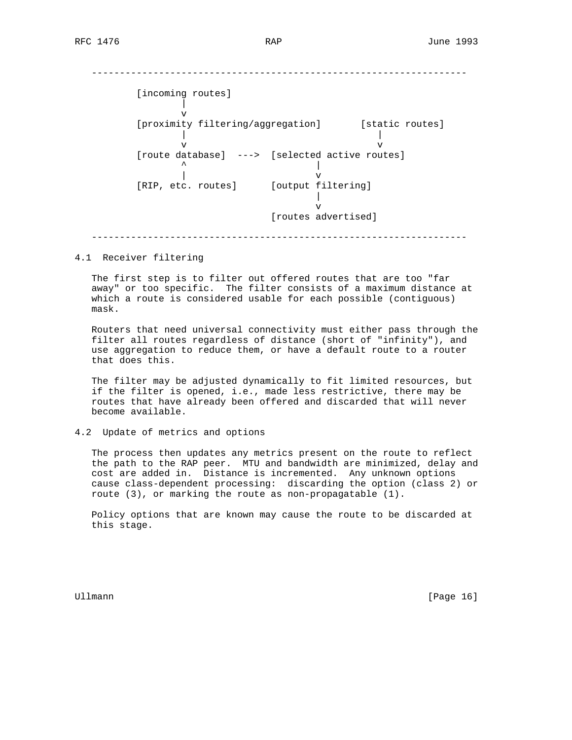```
   -----------------------------------------------------------------

          [incoming routes]
                  |
                  v
          [proximity filtering/aggregation]       [static routes]
                  |                                     |
                  v                                     v
          [route database]  --->  [selected active routes]
                  ^                       |
                  |                       v
          [RIP, etc. routes]      [output filtering]
                                          |
                                          v
                                  [routes advertised]

   -----------------------------------------------------------------
```

## 4.1 Receiver filtering

The first step is to filter out offered routes that are too "far away" or too specific. The filter consists of a maximum distance at which a route is considered usable for each possible (contiguous) mask.

Routers that need universal connectivity must either pass through the filter all routes regardless of distance (short of "infinity"), and use aggregation to reduce them, or have a default route to a router that does this.

The filter may be adjusted dynamically to fit limited resources, but if the filter is opened, i.e., made less restrictive, there may be routes that have already been offered and discarded that will never become available.

## 4.2 Update of metrics and options

The process then updates any metrics present on the route to reflect the path to the RAP peer. MTU and bandwidth are minimized, delay and cost are added in. Distance is incremented. Any unknown options cause class-dependent processing: discarding the option (class 2) or route (3), or marking the route as non-propagatable (1).

Policy options that are known may cause the route to be discarded at this stage.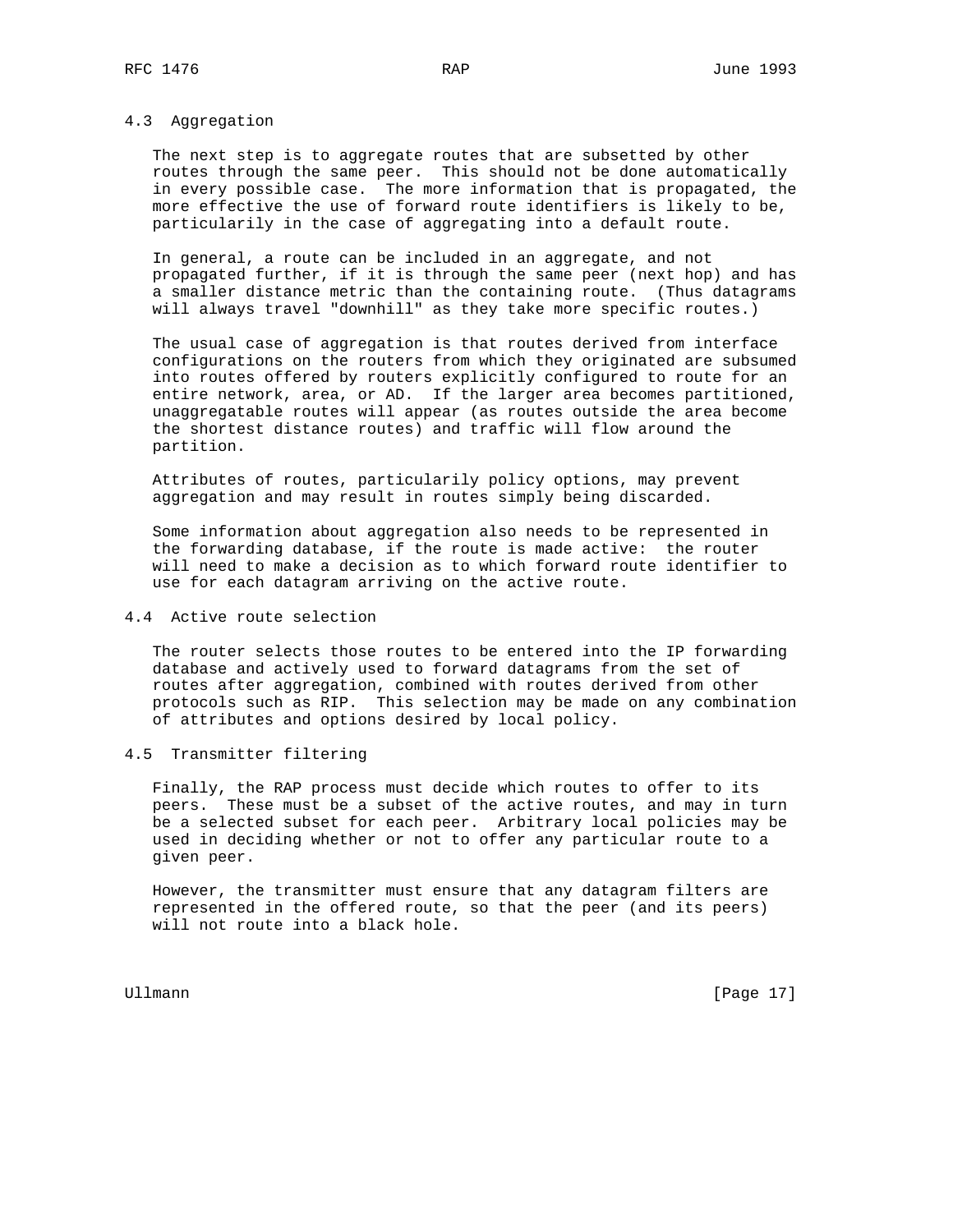### 4.3 Aggregation

The next step is to aggregate routes that are subsetted by other routes through the same peer. This should not be done automatically in every possible case. The more information that is propagated, the more effective the use of forward route identifiers is likely to be, particularily in the case of aggregating into a default route.

In general, a route can be included in an aggregate, and not propagated further, if it is through the same peer (next hop) and has a smaller distance metric than the containing route. (Thus datagrams will always travel "downhill" as they take more specific routes.)

The usual case of aggregation is that routes derived from interface configurations on the routers from which they originated are subsumed into routes offered by routers explicitly configured to route for an entire network, area, or AD. If the larger area becomes partitioned, unaggregatable routes will appear (as routes outside the area become the shortest distance routes) and traffic will flow around the partition.

Attributes of routes, particularily policy options, may prevent aggregation and may result in routes simply being discarded.

Some information about aggregation also needs to be represented in the forwarding database, if the route is made active: the router will need to make a decision as to which forward route identifier to use for each datagram arriving on the active route.

### 4.4 Active route selection

The router selects those routes to be entered into the IP forwarding database and actively used to forward datagrams from the set of routes after aggregation, combined with routes derived from other protocols such as RIP. This selection may be made on any combination of attributes and options desired by local policy.

### 4.5 Transmitter filtering

Finally, the RAP process must decide which routes to offer to its peers. These must be a subset of the active routes, and may in turn be a selected subset for each peer. Arbitrary local policies may be used in deciding whether or not to offer any particular route to a given peer.

However, the transmitter must ensure that any datagram filters are represented in the offered route, so that the peer (and its peers) will not route into a black hole.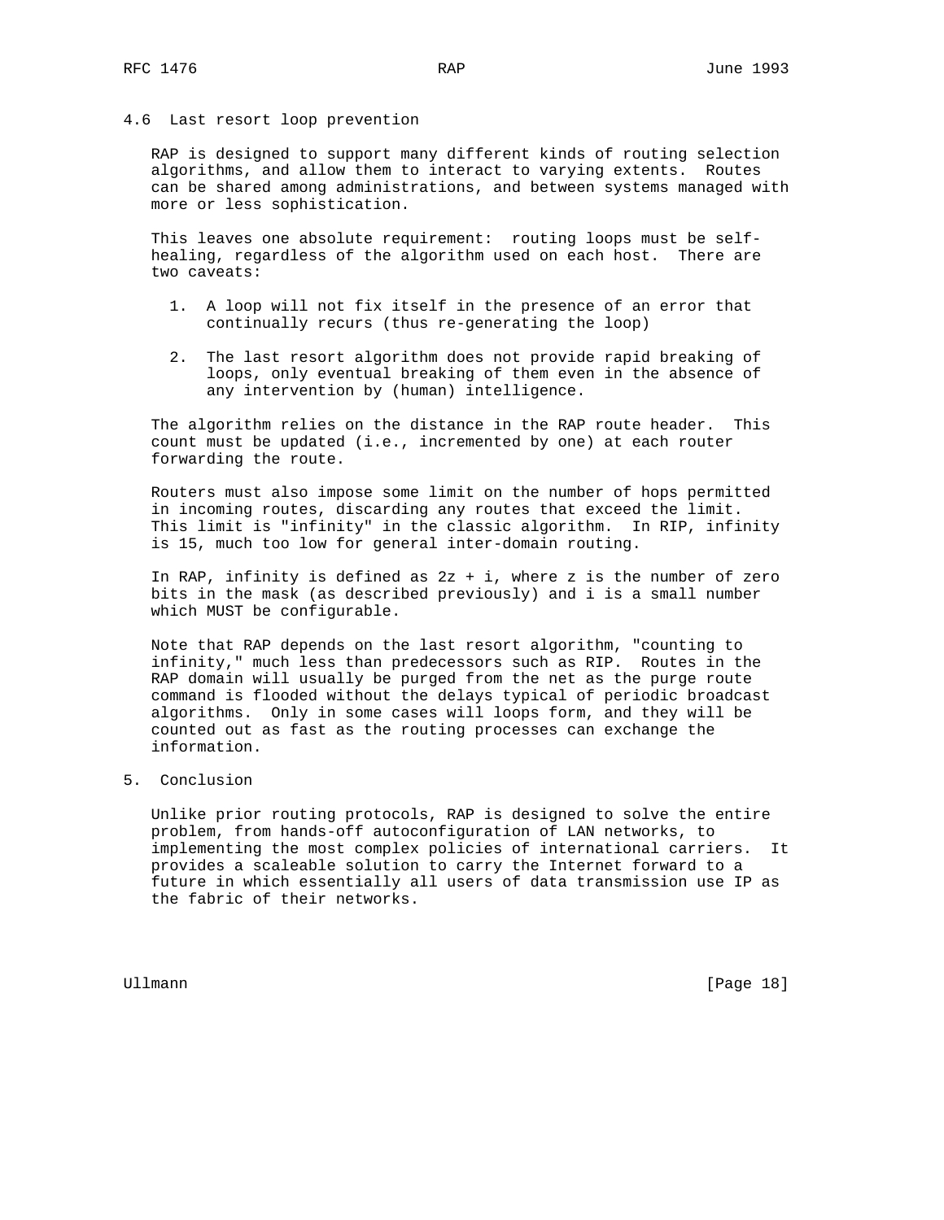### 4.6 Last resort loop prevention

RAP is designed to support many different kinds of routing selection algorithms, and allow them to interact to varying extents. Routes can be shared among administrations, and between systems managed with more or less sophistication.

This leaves one absolute requirement: routing loops must be self-healing, regardless of the algorithm used on each host. There are two caveats:

1. A loop will not fix itself in the presence of an error that continually recurs (thus re-generating the loop)

2. The last resort algorithm does not provide rapid breaking of loops, only eventual breaking of them even in the absence of any intervention by (human) intelligence.

The algorithm relies on the distance in the RAP route header. This count must be updated (i.e., incremented by one) at each router forwarding the route.

Routers must also impose some limit on the number of hops permitted in incoming routes, discarding any routes that exceed the limit. This limit is "infinity" in the classic algorithm. In RIP, infinity is 15, much too low for general inter-domain routing.

In RAP, infinity is defined as $2z + i$, where $z$ is the number of zero bits in the mask (as described previously) and $i$ is a small number which MUST be configurable.

Note that RAP depends on the last resort algorithm, "counting to infinity," much less than predecessors such as RIP. Routes in the RAP domain will usually be purged from the net as the purge route command is flooded without the delays typical of periodic broadcast algorithms. Only in some cases will loops form, and they will be counted out as fast as the routing processes can exchange the information.

## 5. Conclusion

Unlike prior routing protocols, RAP is designed to solve the entire problem, from hands-off autoconfiguration of LAN networks, to implementing the most complex policies of international carriers. It provides a scaleable solution to carry the Internet forward to a future in which essentially all users of data transmission use IP as the fabric of their networks.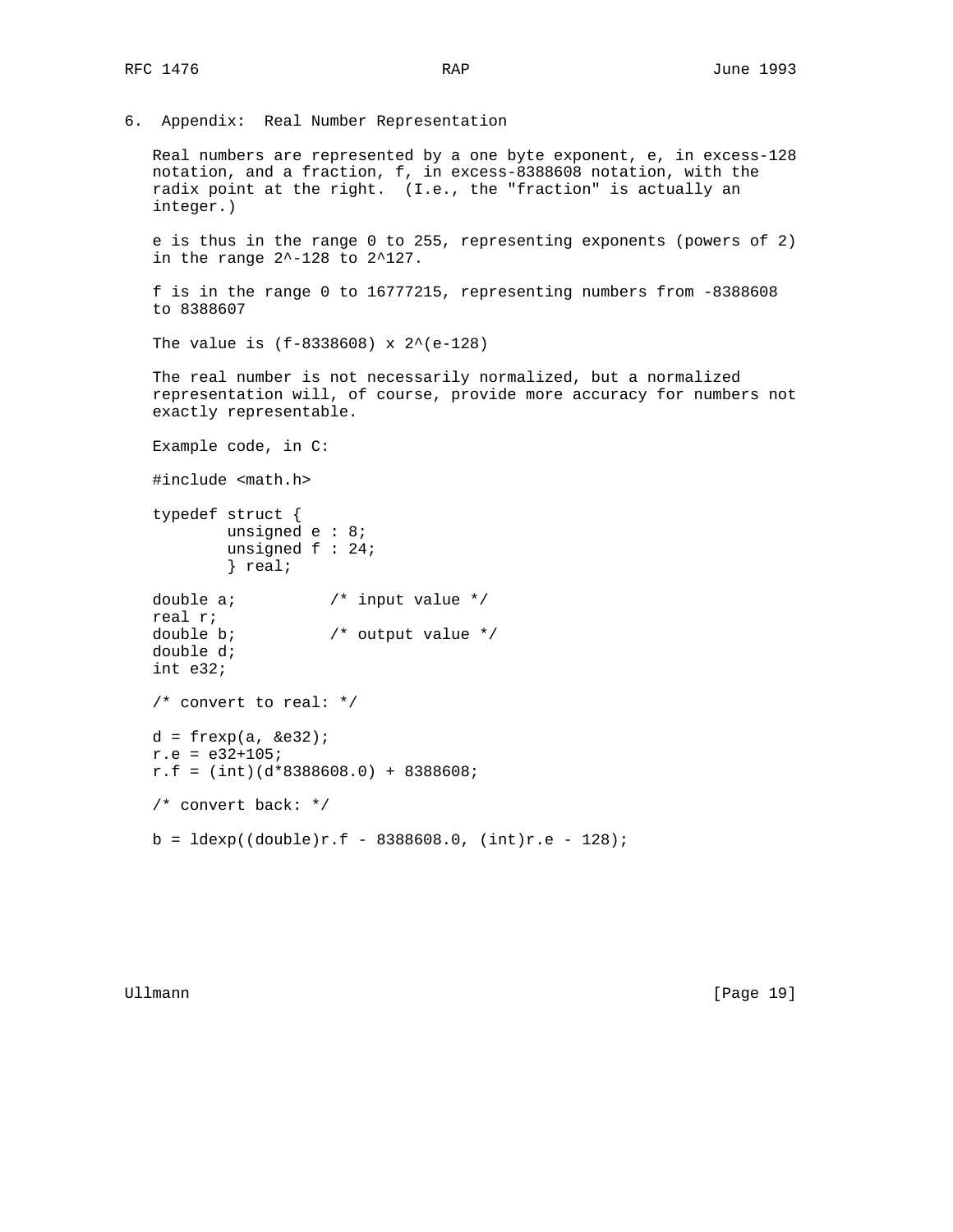## 6. Appendix: Real Number Representation

Real numbers are represented by a one byte exponent, e, in excess-128 notation, and a fraction, f, in excess-8388608 notation, with the radix point at the right. (I.e., the "fraction" is actually an integer.)

e is thus in the range 0 to 255, representing exponents (powers of 2) in the range $2^{-128}$ to $2^{127}$.

f is in the range 0 to 16777215, representing numbers from -8388608 to 8388607

The value is $(f-8338608) \times 2^{(e-128)}$

The real number is not necessarily normalized, but a normalized representation will, of course, provide more accuracy for numbers not exactly representable.

Example code, in C:

```
#include <math.h>

typedef struct {
        unsigned e : 8;
        unsigned f : 24;
        } real;

double a;          /* input value */
real r;
double b;          /* output value */
double d;
int e32;

/* convert to real: */

d = frexp(a, &e32);
r.e = e32+105;
r.f = (int)(d*8388608.0) + 8388608;

/* convert back: */

b = ldexp((double)r.f - 8388608.0, (int)r.e - 128);
```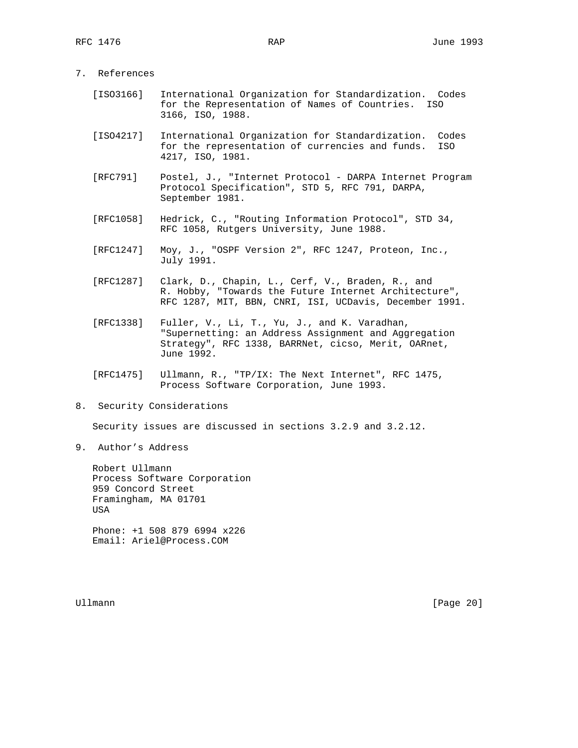## 7. References

[ISO3166] International Organization for Standardization. Codes for the Representation of Names of Countries. ISO 3166, ISO, 1988.

[ISO4217] International Organization for Standardization. Codes for the representation of currencies and funds. ISO 4217, ISO, 1981.

[RFC791] Postel, J., "Internet Protocol - DARPA Internet Program Protocol Specification", STD 5, RFC 791, DARPA, September 1981.

[RFC1058] Hedrick, C., "Routing Information Protocol", STD 34, RFC 1058, Rutgers University, June 1988.

[RFC1247] Moy, J., "OSPF Version 2", RFC 1247, Proteon, Inc., July 1991.

[RFC1287] Clark, D., Chapin, L., Cerf, V., Braden, R., and R. Hobby, "Towards the Future Internet Architecture", RFC 1287, MIT, BBN, CNRI, ISI, UCDavis, December 1991.

[RFC1338] Fuller, V., Li, T., Yu, J., and K. Varadhan, "Supernetting: an Address Assignment and Aggregation Strategy", RFC 1338, BARRNet, cicso, Merit, OARnet, June 1992.

[RFC1475] Ullmann, R., "TP/IX: The Next Internet", RFC 1475, Process Software Corporation, June 1993.

## 8. Security Considerations

Security issues are discussed in sections 3.2.9 and 3.2.12.

## 9. Author's Address

Robert Ullmann
Process Software Corporation
959 Concord Street
Framingham, MA 01701
USA

Phone: +1 508 879 6994 x226
Email: Ariel@Process.COM